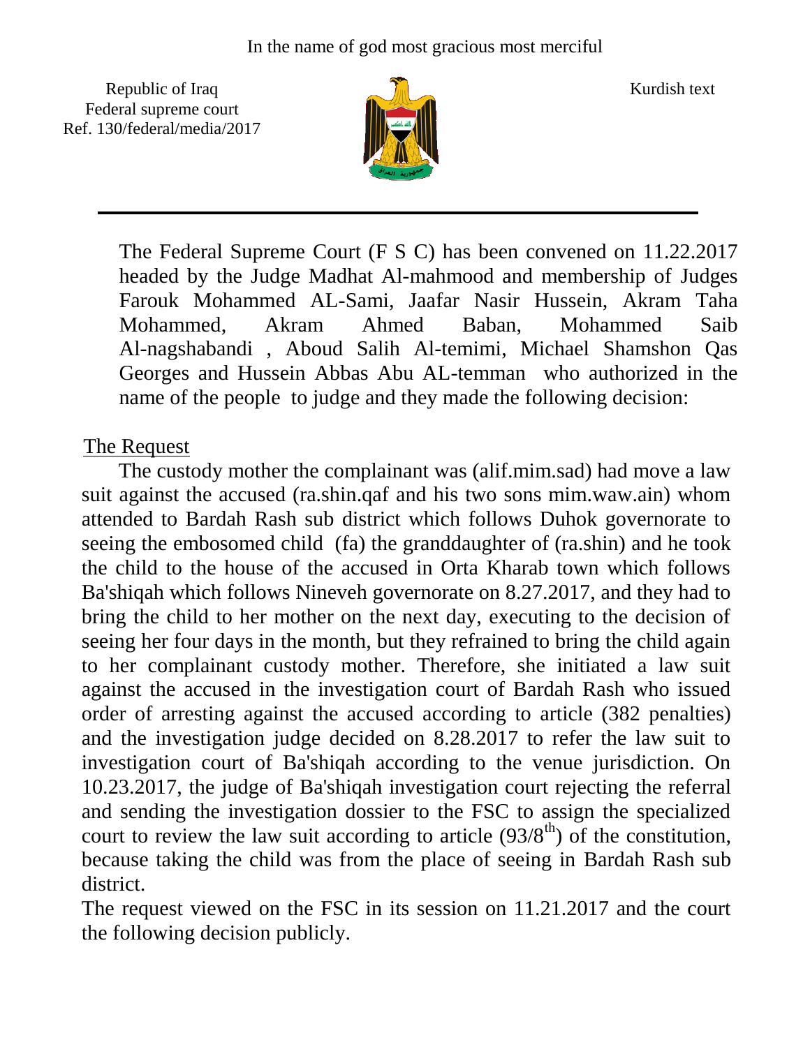In the name of god most gracious most merciful

Republic of Iraq
Federal supreme court
Ref. 130/federal/media/2017

Kurdish text

The Federal Supreme Court (F S C) has been convened on 11.22.2017 headed by the Judge Madhat Al-mahmood and membership of Judges Farouk Mohammed AL-Sami, Jaafar Nasir Hussein, Akram Taha Mohammed, Akram Ahmed Baban, Mohammed Saib Al-nagshabandi , Aboud Salih Al-temimi, Michael Shamshon Qas Georges and Hussein Abbas Abu AL-temman who authorized in the name of the people to judge and they made the following decision:

## The Request

The custody mother the complainant was (alif.mim.sad) had move a law suit against the accused (ra.shin.qaf and his two sons mim.waw.ain) whom attended to Bardah Rash sub district which follows Duhok governorate to seeing the embosomed child (fa) the granddaughter of (ra.shin) and he took the child to the house of the accused in Orta Kharab town which follows Ba'shiqah which follows Nineveh governorate on 8.27.2017, and they had to bring the child to her mother on the next day, executing to the decision of seeing her four days in the month, but they refrained to bring the child again to her complainant custody mother. Therefore, she initiated a law suit against the accused in the investigation court of Bardah Rash who issued order of arresting against the accused according to article (382 penalties) and the investigation judge decided on 8.28.2017 to refer the law suit to investigation court of Ba'shiqah according to the venue jurisdiction. On 10.23.2017, the judge of Ba'shiqah investigation court rejecting the referral and sending the investigation dossier to the FSC to assign the specialized court to review the law suit according to article (93/8th) of the constitution, because taking the child was from the place of seeing in Bardah Rash sub district.

The request viewed on the FSC in its session on 11.21.2017 and the court the following decision publicly.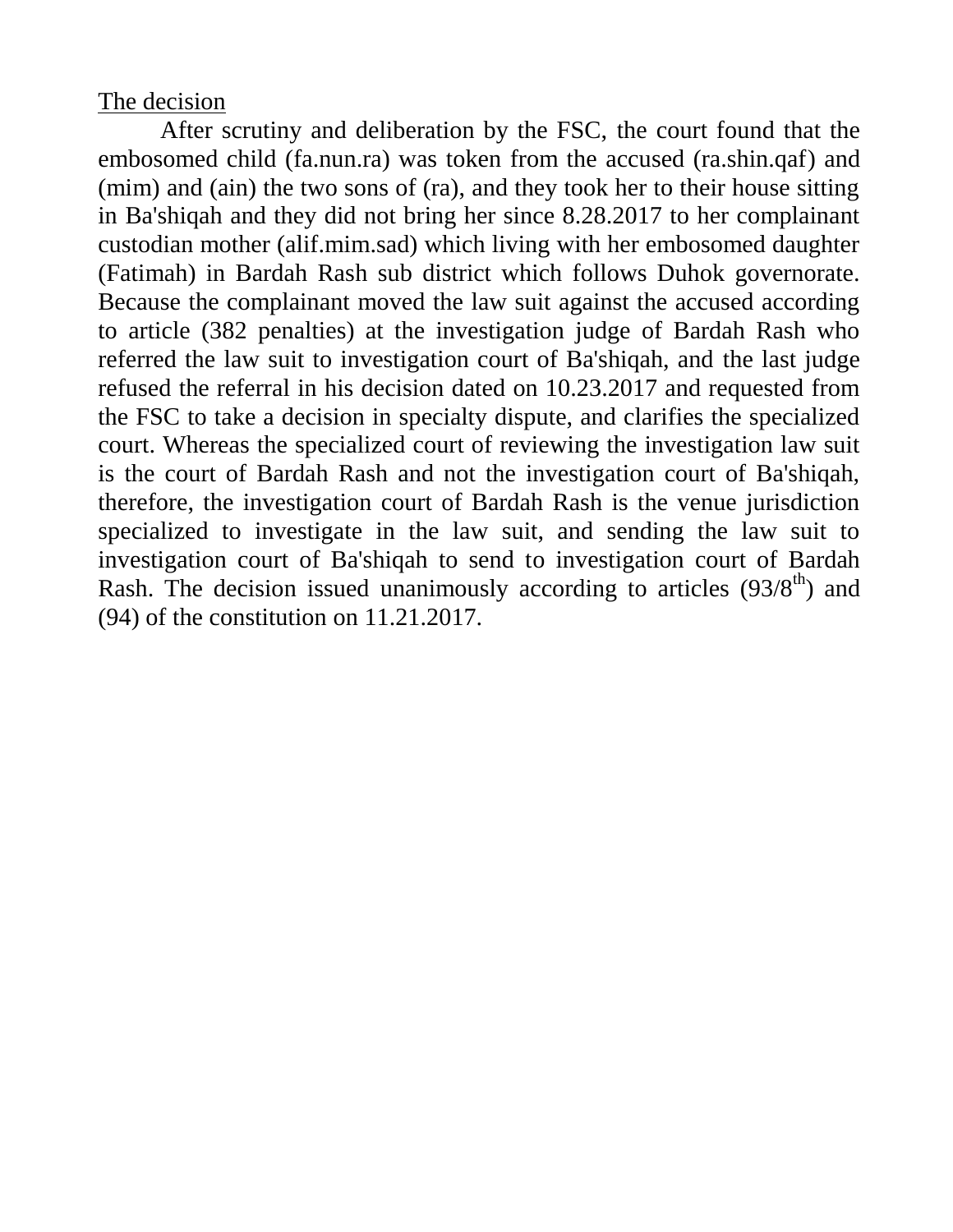<u>The decision</u>

After scrutiny and deliberation by the FSC, the court found that the embosomed child (fa.nun.ra) was token from the accused (ra.shin.qaf) and (mim) and (ain) the two sons of (ra), and they took her to their house sitting in Ba'shiqah and they did not bring her since 8.28.2017 to her complainant custodian mother (alif.mim.sad) which living with her embosomed daughter (Fatimah) in Bardah Rash sub district which follows Duhok governorate. Because the complainant moved the law suit against the accused according to article (382 penalties) at the investigation judge of Bardah Rash who referred the law suit to investigation court of Ba'shiqah, and the last judge refused the referral in his decision dated on 10.23.2017 and requested from the FSC to take a decision in specialty dispute, and clarifies the specialized court. Whereas the specialized court of reviewing the investigation law suit is the court of Bardah Rash and not the investigation court of Ba'shiqah, therefore, the investigation court of Bardah Rash is the venue jurisdiction specialized to investigate in the law suit, and sending the law suit to investigation court of Ba'shiqah to send to investigation court of Bardah Rash. The decision issued unanimously according to articles (93/8th) and (94) of the constitution on 11.21.2017.